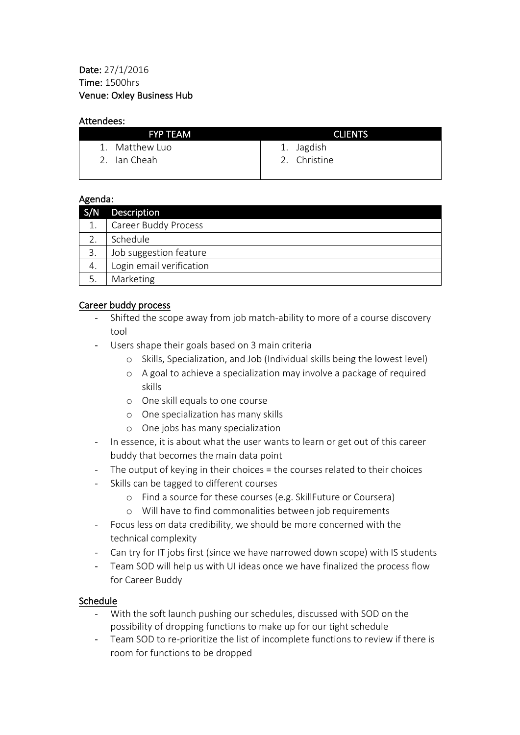**Date:** 27/1/2016
**Time:** 1500hrs
**Venue: Oxley Business Hub**

**Attendees:**

| FYP TEAM | CLIENTS |
|---|---|
| 1. Matthew Luo<br>2. Ian Cheah | 1. Jagdish<br>2. Christine |

**Agenda:**

| S/N | Description |
|---|---|
| 1. | Career Buddy Process |
| 2. | Schedule |
| 3. | Job suggestion feature |
| 4. | Login email verification |
| 5. | Marketing |

**Career buddy process**

- Shifted the scope away from job match-ability to more of a course discovery tool
- Users shape their goals based on 3 main criteria
  - Skills, Specialization, and Job (Individual skills being the lowest level)
  - A goal to achieve a specialization may involve a package of required skills
  - One skill equals to one course
  - One specialization has many skills
  - One jobs has many specialization
- In essence, it is about what the user wants to learn or get out of this career buddy that becomes the main data point
- The output of keying in their choices = the courses related to their choices
- Skills can be tagged to different courses
  - Find a source for these courses (e.g. SkillFuture or Coursera)
  - Will have to find commonalities between job requirements
- Focus less on data credibility, we should be more concerned with the technical complexity
- Can try for IT jobs first (since we have narrowed down scope) with IS students
- Team SOD will help us with UI ideas once we have finalized the process flow for Career Buddy

**Schedule**

- With the soft launch pushing our schedules, discussed with SOD on the possibility of dropping functions to make up for our tight schedule
- Team SOD to re-prioritize the list of incomplete functions to review if there is room for functions to be dropped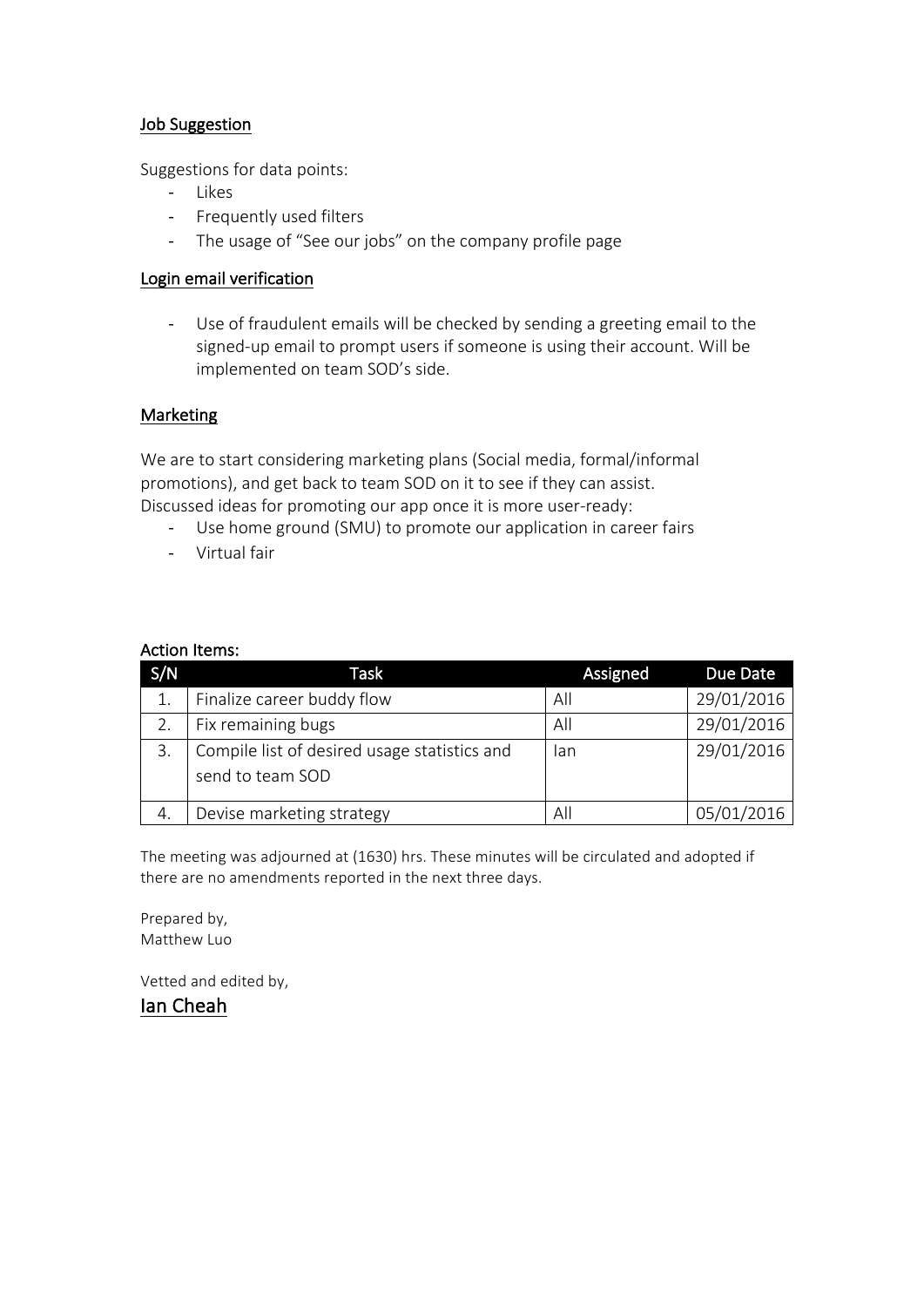### Job Suggestion

Suggestions for data points:

- Likes
- Frequently used filters
- The usage of "See our jobs" on the company profile page

### Login email verification

- Use of fraudulent emails will be checked by sending a greeting email to the signed-up email to prompt users if someone is using their account. Will be implemented on team SOD's side.

### Marketing

We are to start considering marketing plans (Social media, formal/informal promotions), and get back to team SOD on it to see if they can assist.
Discussed ideas for promoting our app once it is more user-ready:

- Use home ground (SMU) to promote our application in career fairs
- Virtual fair

### Action Items:

| S/N | Task | Assigned | Due Date |
|---|---|---|---|
| 1. | Finalize career buddy flow | All | 29/01/2016 |
| 2. | Fix remaining bugs | All | 29/01/2016 |
| 3. | Compile list of desired usage statistics and send to team SOD | Ian | 29/01/2016 |
| 4. | Devise marketing strategy | All | 05/01/2016 |

The meeting was adjourned at (1630) hrs. These minutes will be circulated and adopted if there are no amendments reported in the next three days.

Prepared by,
Matthew Luo

Vetted and edited by,
Ian Cheah